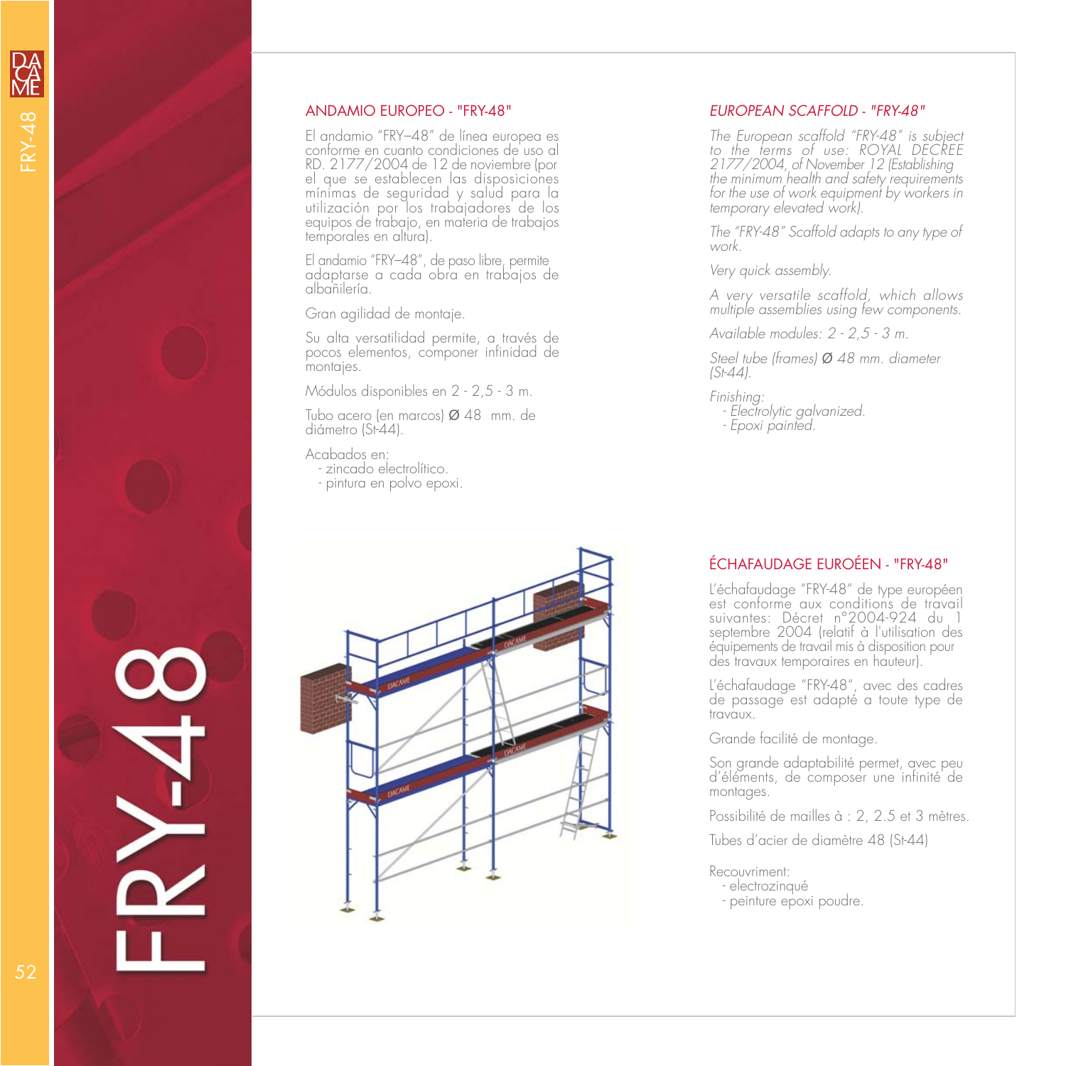## ANDAMIO EUROPEO - "FRY-48"

El andamio "FRY–48" de línea europea es conforme en cuanto condiciones de uso al RD. 2177/2004 de 12 de noviembre (por el que se establecen las disposiciones mínimas de seguridad y salud para la utilización por los trabajadores de los equipos de trabajo, en materia de trabajos temporales en altura).

El andamio "FRY–48", de paso libre, permite adaptarse a cada obra en trabajos de albañilería.

Gran agilidad de montaje.

Su alta versatilidad permite, a través de pocos elementos, componer infinidad de montajes.

Módulos disponibles en 2 - 2,5 - 3 m.

Tubo acero (en marcos) Ø 48 mm. de diámetro (St-44).

Acabados en:
- zincado electrolítico.
- pintura en polvo epoxi.

## *EUROPEAN SCAFFOLD - "FRY-48"*

*The European scaffold "FRY-48" is subject to the terms of use: ROYAL DECREE 2177/2004, of November 12 (Establishing the minimum health and safety requirements for the use of work equipment by workers in temporary elevated work).*

*The "FRY-48" Scaffold adapts to any type of work.*

*Very quick assembly.*

*A very versatile scaffold, which allows multiple assemblies using few components.*

*Available modules: 2 - 2,5 - 3 m.*

*Steel tube (frames) Ø 48 mm. diameter (St-44).*

*Finishing:*
- *Electrolytic galvanized.*
- *Epoxi painted.*

## ÉCHAFAUDAGE EUROÉEN - "FRY-48"

L'échafaudage "FRY-48" de type européen est conforme aux conditions de travail suivantes: Décret n°2004-924 du 1 septembre 2004 (relatif à l'utilisation des équipements de travail mis à disposition pour des travaux temporaires en hauteur).

L'échafaudage "FRY-48", avec des cadres de passage est adapté a toute type de travaux.

Grande facilité de montage.

Son grande adaptabilité permet, avec peu d'éléments, de composer une infinité de montages.

Possibilité de mailles à : 2, 2.5 et 3 mètres.

Tubes d'acier de diamètre 48 (St-44)

Recouvriment:
- electrozinqué
- peinture epoxi poudre.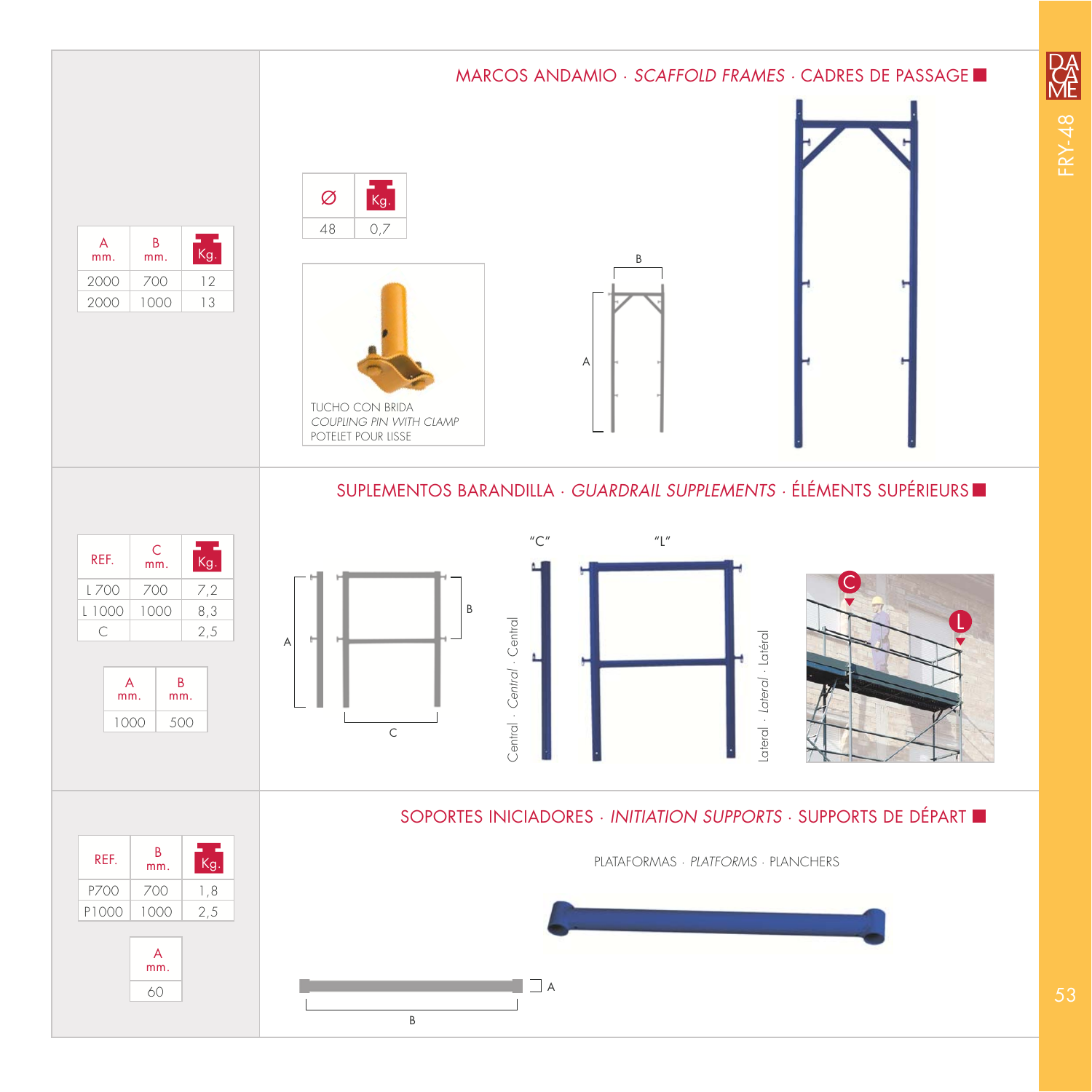## MARCOS ANDAMIO · *SCAFFOLD FRAMES* · CADRES DE PASSAGE

| A mm. | B mm. | Kg. |
|---|---|---|
| 2000 | 700 | 12 |
| 2000 | 1000 | 13 |

| Ø | Kg. |
|---|---|
| 48 | 0,7 |

TUCHO CON BRIDA
*COUPLING PIN WITH CLAMP*
POTELET POUR LISSE

## SUPLEMENTOS BARANDILLA · *GUARDRAIL SUPPLEMENTS* · ÉLÉMENTS SUPÉRIEURS

| REF. | C mm. | Kg. |
|---|---|---|
| L 700 | 700 | 7,2 |
| L 1000 | 1000 | 8,3 |
| C | | 2,5 |

| A mm. | B mm. |
|---|---|
| 1000 | 500 |

"C" Central · *Central* · Central

"L" Lateral · *Lateral* · Latéral

## SOPORTES INICIADORES · *INITIATION SUPPORTS* · SUPPORTS DE DÉPART

PLATAFORMAS · *PLATFORMS* · PLANCHERS

| REF. | B mm. | Kg. |
|---|---|---|
| P700 | 700 | 1,8 |
| P1000 | 1000 | 2,5 |

| A mm. |
|---|
| 60 |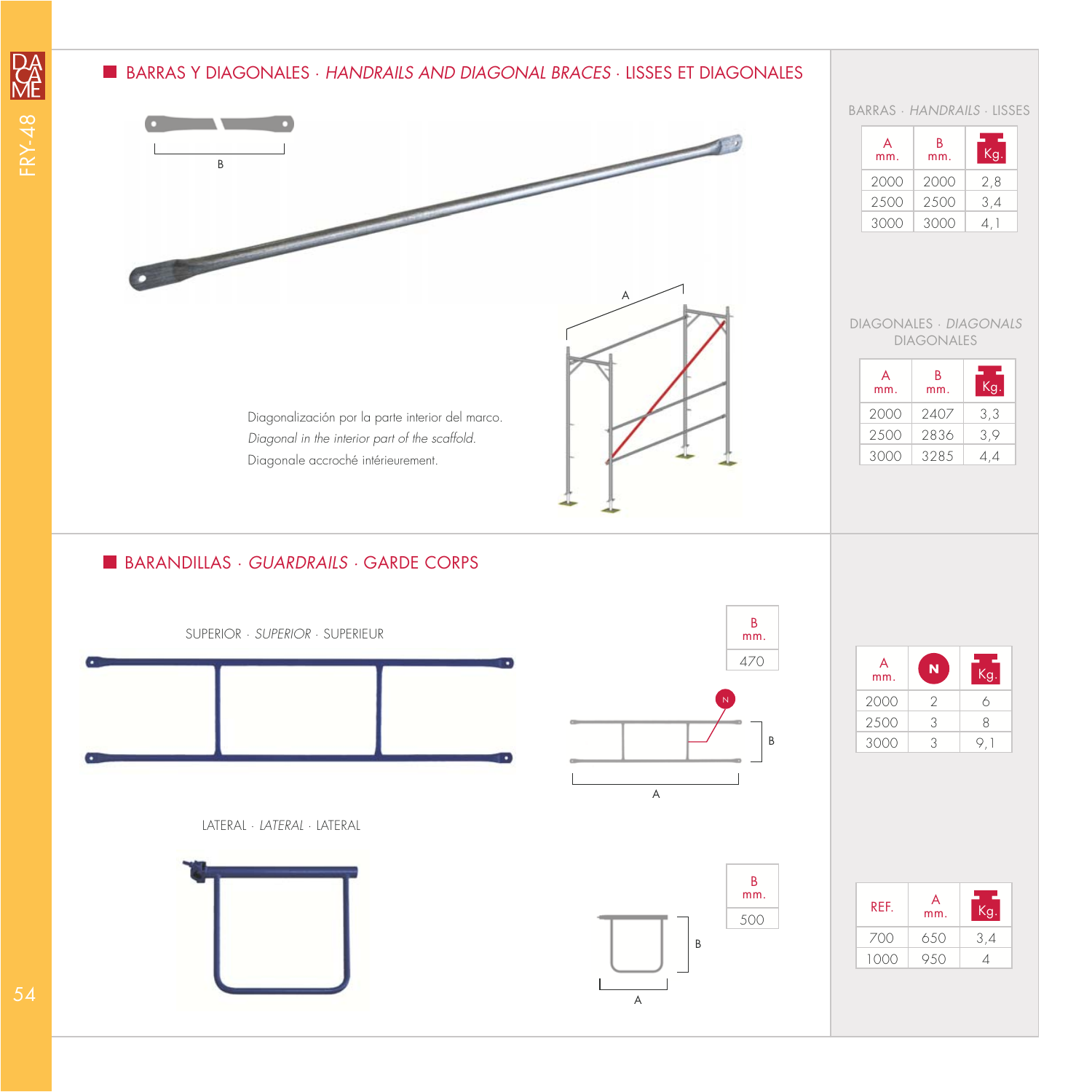## BARRAS Y DIAGONALES · *HANDRAILS AND DIAGONAL BRACES* · LISSES ET DIAGONALES

Diagonalización por la parte interior del marco.
*Diagonal in the interior part of the scaffold.*
Diagonale accroché intérieurement.

BARRAS · *HANDRAILS* · LISSES

| A mm. | B mm. | Kg. |
|---|---|---|
| 2000 | 2000 | 2,8 |
| 2500 | 2500 | 3,4 |
| 3000 | 3000 | 4,1 |

DIAGONALES · *DIAGONALS* · DIAGONALES

| A mm. | B mm. | Kg. |
|---|---|---|
| 2000 | 2407 | 3,3 |
| 2500 | 2836 | 3,9 |
| 3000 | 3285 | 4,4 |

## BARANDILLAS · *GUARDRAILS* · GARDE CORPS

SUPERIOR · *SUPERIOR* · SUPERIEUR

| B mm. |
|---|
| 470 |

| A mm. | N | Kg. |
|---|---|---|
| 2000 | 2 | 6 |
| 2500 | 3 | 8 |
| 3000 | 3 | 9,1 |

LATERAL · *LATERAL* · LATERAL

| B mm. |
|---|
| 500 |

| REF. | A mm. | Kg. |
|---|---|---|
| 700 | 650 | 3,4 |
| 1000 | 950 | 4 |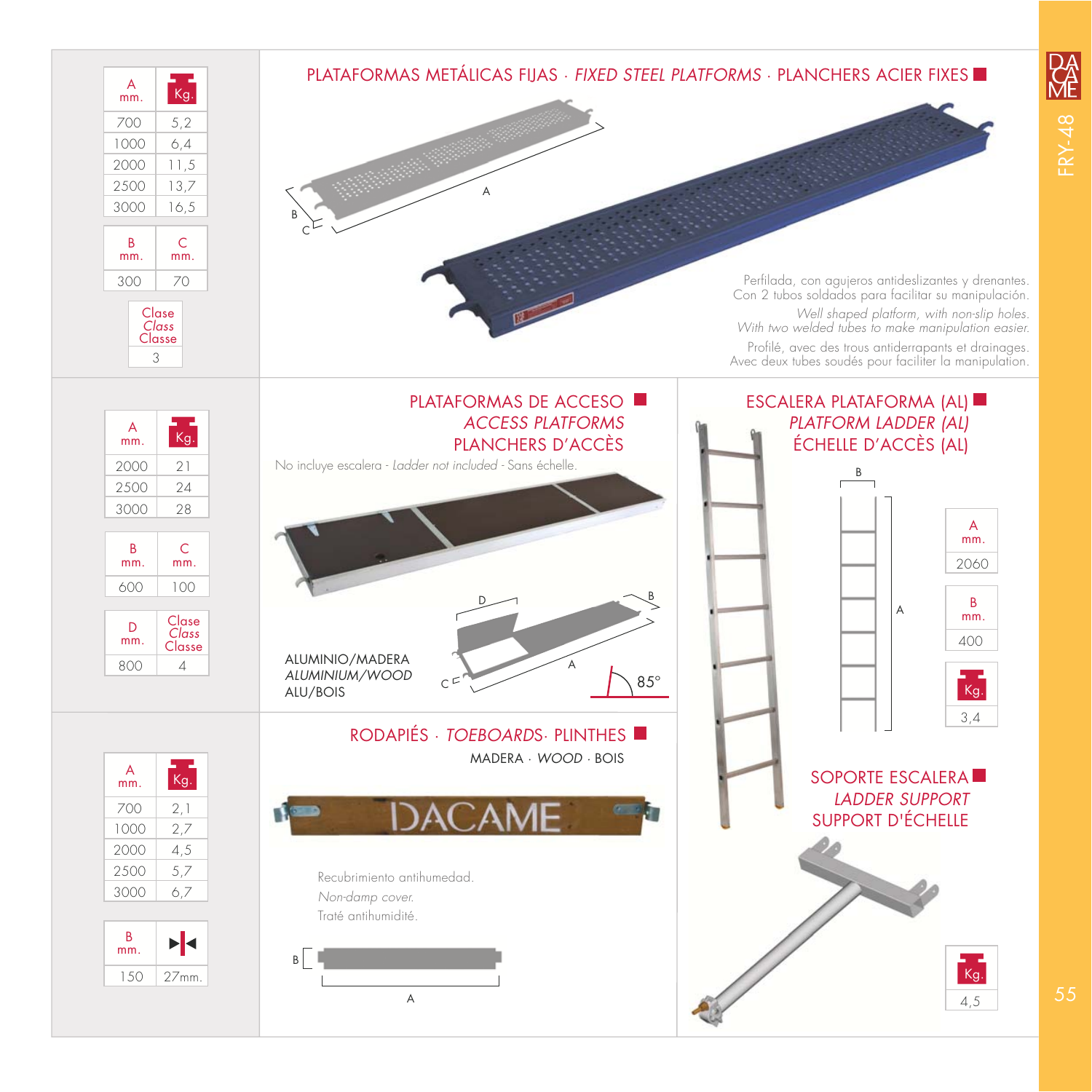## PLATAFORMAS METÁLICAS FIJAS · *FIXED STEEL PLATFORMS* · PLANCHERS ACIER FIXES

| A mm. | Kg. |
|---|---|
| 700 | 5,2 |
| 1000 | 6,4 |
| 2000 | 11,5 |
| 2500 | 13,7 |
| 3000 | 16,5 |

| B mm. | C mm. |
|---|---|
| 300 | 70 |

| Clase *Class* Classe |
|---|
| 3 |

A
B
C

Perfilada, con agujeros antideslizantes y drenantes.
Con 2 tubos soldados para facilitar su manipulación.

*Well shaped platform, with non-slip holes.*
*With two welded tubes to make manipulation easier.*

Profilé, avec des trous antiderrapants et drainages.
Avec deux tubes soudés pour faciliter la manipulation.

## PLATAFORMAS DE ACCESO
## *ACCESS PLATFORMS*
## PLANCHERS D'ACCÈS

No incluye escalera - *Ladder not included* - Sans échelle.

| A mm. | Kg. |
|---|---|
| 2000 | 21 |
| 2500 | 24 |
| 3000 | 28 |

| B mm. | C mm. |
|---|---|
| 600 | 100 |

| D mm. | Clase *Class* Classe |
|---|---|
| 800 | 4 |

ALUMINIO/MADERA
*ALUMINIUM/WOOD*
ALU/BOIS

D
B
A
C
85°

## ESCALERA PLATAFORMA (AL)
## *PLATFORM LADDER (AL)*
## ÉCHELLE D'ACCÈS (AL)

B
A

| A mm. |
|---|
| 2060 |

| B mm. |
|---|
| 400 |

| Kg. |
|---|
| 3,4 |

## RODAPIÉS · *TOEBOARDS*· PLINTHES

MADERA · *WOOD* · BOIS

| A mm. | Kg. |
|---|---|
| 700 | 2,1 |
| 1000 | 2,7 |
| 2000 | 4,5 |
| 2500 | 5,7 |
| 3000 | 6,7 |

| B mm. | ▶\|◀ |
|---|---|
| 150 | 27mm. |

DACAME

Recubrimiento antihumedad.
*Non-damp cover.*
Traté antihumidité.

B
A

## SOPORTE ESCALERA
## *LADDER SUPPORT*
## SUPPORT D'ÉCHELLE

| Kg. |
|---|
| 4,5 |